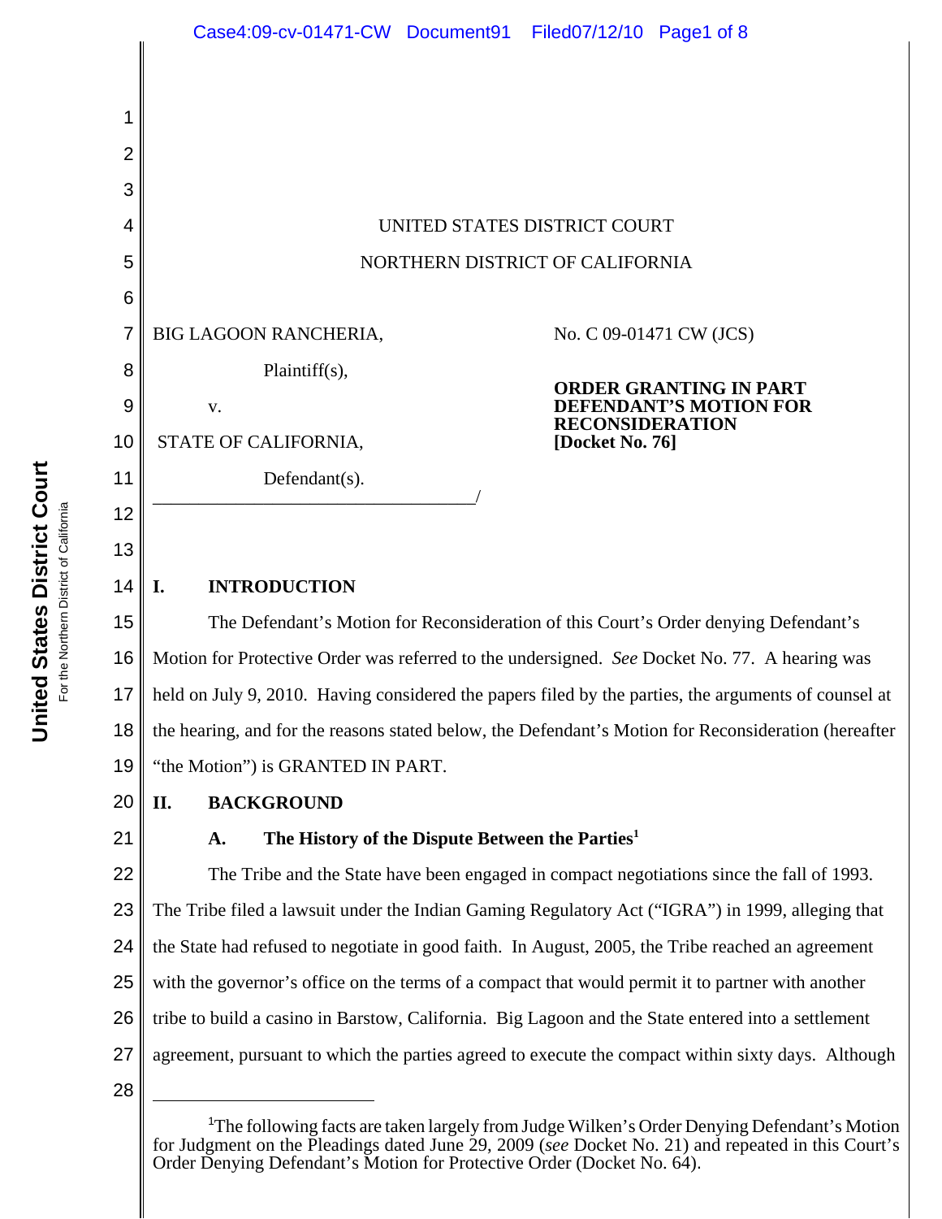UNITED STATES DISTRICT COURT

NORTHERN DISTRICT OF CALIFORNIA

BIG LAGOON RANCHERIA,

Plaintiff(s),

v.

STATE OF CALIFORNIA,

Defendant(s).

No. C 09-01471 CW (JCS)

**ORDER GRANTING IN PART DEFENDANT'S MOTION FOR RECONSIDERATION [Docket No. 76]**

## I. INTRODUCTION

The Defendant's Motion for Reconsideration of this Court's Order denying Defendant's Motion for Protective Order was referred to the undersigned. *See* Docket No. 77. A hearing was held on July 9, 2010. Having considered the papers filed by the parties, the arguments of counsel at the hearing, and for the reasons stated below, the Defendant's Motion for Reconsideration (hereafter "the Motion") is GRANTED IN PART.

## II. BACKGROUND

### A. The History of the Dispute Between the Parties[1]

The Tribe and the State have been engaged in compact negotiations since the fall of 1993. The Tribe filed a lawsuit under the Indian Gaming Regulatory Act ("IGRA") in 1999, alleging that the State had refused to negotiate in good faith. In August, 2005, the Tribe reached an agreement with the governor's office on the terms of a compact that would permit it to partner with another tribe to build a casino in Barstow, California. Big Lagoon and the State entered into a settlement agreement, pursuant to which the parties agreed to execute the compact within sixty days. Although

[1] The following facts are taken largely from Judge Wilken's Order Denying Defendant's Motion for Judgment on the Pleadings dated June 29, 2009 (*see* Docket No. 21) and repeated in this Court's Order Denying Defendant's Motion for Protective Order (Docket No. 64).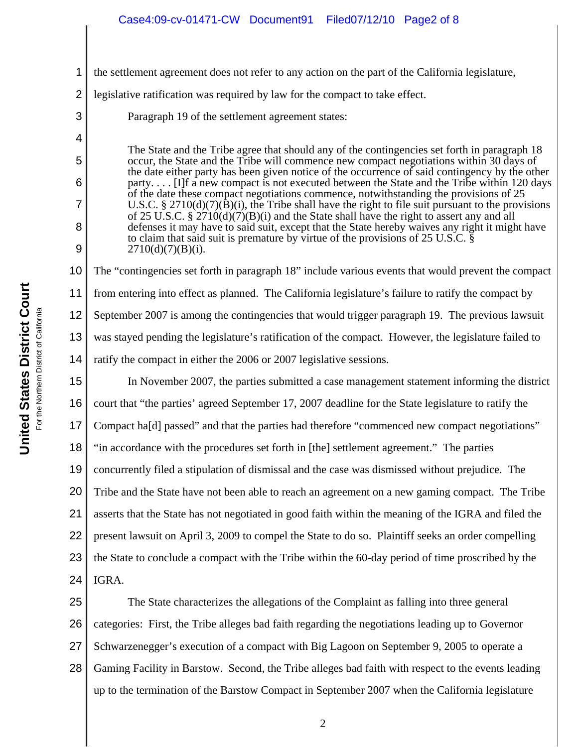the settlement agreement does not refer to any action on the part of the California legislature, legislative ratification was required by law for the compact to take effect.

Paragraph 19 of the settlement agreement states:

> The State and the Tribe agree that should any of the contingencies set forth in paragraph 18 occur, the State and the Tribe will commence new compact negotiations within 30 days of the date either party has been given notice of the occurrence of said contingency by the other party. . . . [I]f a new compact is not executed between the State and the Tribe within 120 days of the date these compact negotiations commence, notwithstanding the provisions of 25 U.S.C. § 2710(d)(7)(B)(i), the Tribe shall have the right to file suit pursuant to the provisions of 25 U.S.C. § 2710(d)(7)(B)(i) and the State shall have the right to assert any and all defenses it may have to said suit, except that the State hereby waives any right it might have to claim that said suit is premature by virtue of the provisions of 25 U.S.C. § 2710(d)(7)(B)(i).

The "contingencies set forth in paragraph 18" include various events that would prevent the compact from entering into effect as planned. The California legislature's failure to ratify the compact by September 2007 is among the contingencies that would trigger paragraph 19. The previous lawsuit was stayed pending the legislature's ratification of the compact. However, the legislature failed to ratify the compact in either the 2006 or 2007 legislative sessions.

In November 2007, the parties submitted a case management statement informing the district court that "the parties' agreed September 17, 2007 deadline for the State legislature to ratify the Compact ha[d] passed" and that the parties had therefore "commenced new compact negotiations" "in accordance with the procedures set forth in [the] settlement agreement." The parties concurrently filed a stipulation of dismissal and the case was dismissed without prejudice. The Tribe and the State have not been able to reach an agreement on a new gaming compact. The Tribe asserts that the State has not negotiated in good faith within the meaning of the IGRA and filed the present lawsuit on April 3, 2009 to compel the State to do so. Plaintiff seeks an order compelling the State to conclude a compact with the Tribe within the 60-day period of time proscribed by the IGRA.

The State characterizes the allegations of the Complaint as falling into three general categories: First, the Tribe alleges bad faith regarding the negotiations leading up to Governor Schwarzenegger's execution of a compact with Big Lagoon on September 9, 2005 to operate a Gaming Facility in Barstow. Second, the Tribe alleges bad faith with respect to the events leading up to the termination of the Barstow Compact in September 2007 when the California legislature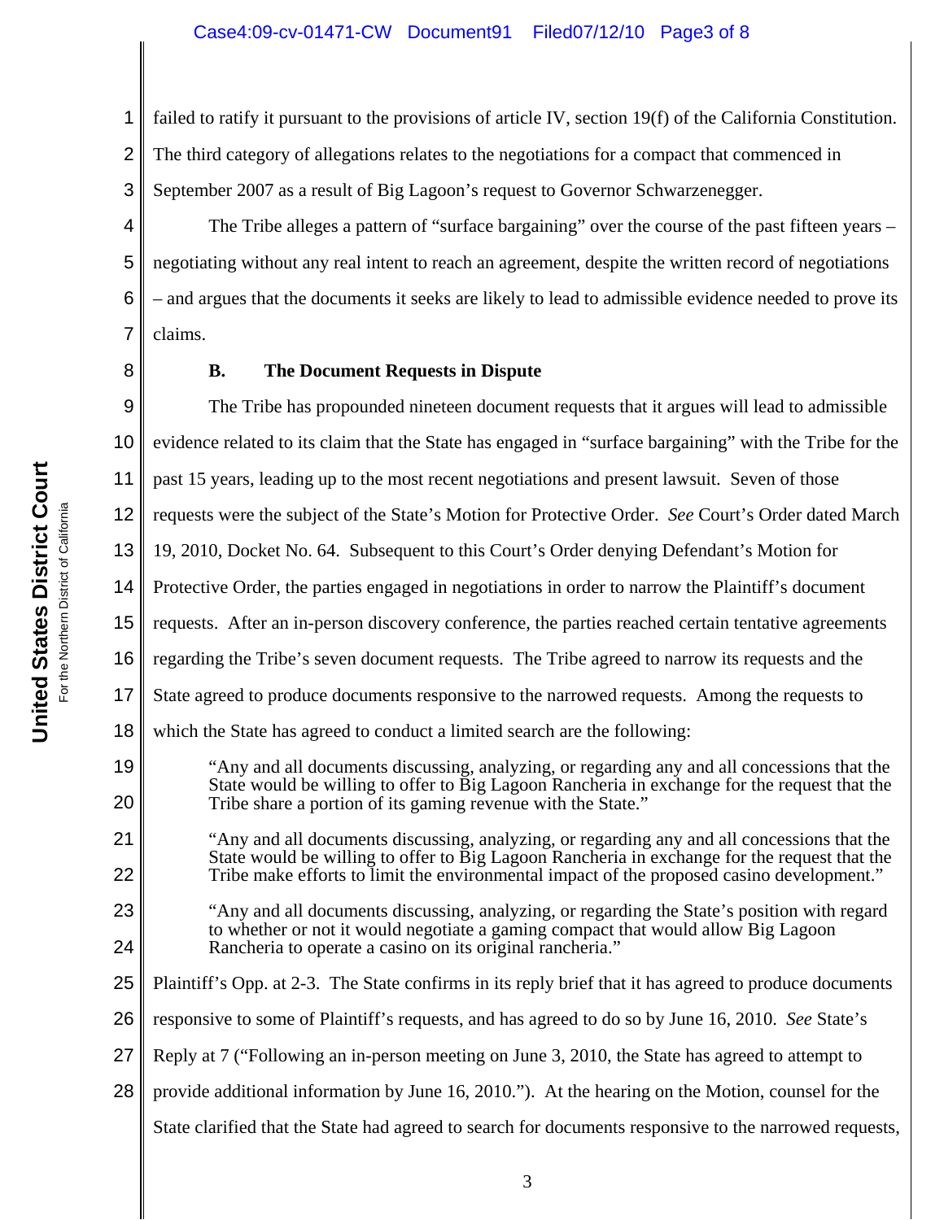failed to ratify it pursuant to the provisions of article IV, section 19(f) of the California Constitution. The third category of allegations relates to the negotiations for a compact that commenced in September 2007 as a result of Big Lagoon's request to Governor Schwarzenegger.

The Tribe alleges a pattern of "surface bargaining" over the course of the past fifteen years – negotiating without any real intent to reach an agreement, despite the written record of negotiations – and argues that the documents it seeks are likely to lead to admissible evidence needed to prove its claims.

**B. The Document Requests in Dispute**

The Tribe has propounded nineteen document requests that it argues will lead to admissible evidence related to its claim that the State has engaged in "surface bargaining" with the Tribe for the past 15 years, leading up to the most recent negotiations and present lawsuit. Seven of those requests were the subject of the State's Motion for Protective Order. *See* Court's Order dated March 19, 2010, Docket No. 64. Subsequent to this Court's Order denying Defendant's Motion for Protective Order, the parties engaged in negotiations in order to narrow the Plaintiff's document requests. After an in-person discovery conference, the parties reached certain tentative agreements regarding the Tribe's seven document requests. The Tribe agreed to narrow its requests and the State agreed to produce documents responsive to the narrowed requests. Among the requests to which the State has agreed to conduct a limited search are the following:

> "Any and all documents discussing, analyzing, or regarding any and all concessions that the State would be willing to offer to Big Lagoon Rancheria in exchange for the request that the Tribe share a portion of its gaming revenue with the State."
>
> "Any and all documents discussing, analyzing, or regarding any and all concessions that the State would be willing to offer to Big Lagoon Rancheria in exchange for the request that the Tribe make efforts to limit the environmental impact of the proposed casino development."
>
> "Any and all documents discussing, analyzing, or regarding the State's position with regard to whether or not it would negotiate a gaming compact that would allow Big Lagoon Rancheria to operate a casino on its original rancheria."

Plaintiff's Opp. at 2-3. The State confirms in its reply brief that it has agreed to produce documents responsive to some of Plaintiff's requests, and has agreed to do so by June 16, 2010. *See* State's Reply at 7 ("Following an in-person meeting on June 3, 2010, the State has agreed to attempt to provide additional information by June 16, 2010."). At the hearing on the Motion, counsel for the State clarified that the State had agreed to search for documents responsive to the narrowed requests,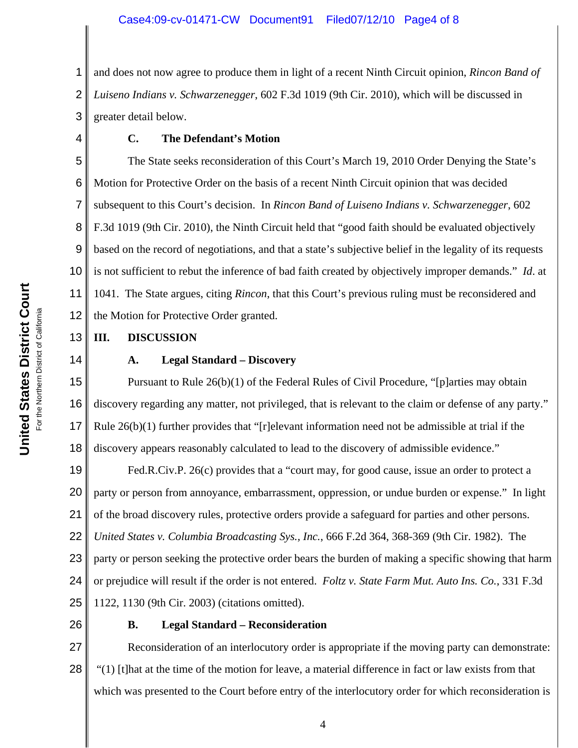and does not now agree to produce them in light of a recent Ninth Circuit opinion, *Rincon Band of Luiseno Indians v. Schwarzenegger*, 602 F.3d 1019 (9th Cir. 2010), which will be discussed in greater detail below.

### C. The Defendant's Motion

The State seeks reconsideration of this Court's March 19, 2010 Order Denying the State's Motion for Protective Order on the basis of a recent Ninth Circuit opinion that was decided subsequent to this Court's decision. In *Rincon Band of Luiseno Indians v. Schwarzenegger*, 602 F.3d 1019 (9th Cir. 2010), the Ninth Circuit held that "good faith should be evaluated objectively based on the record of negotiations, and that a state's subjective belief in the legality of its requests is not sufficient to rebut the inference of bad faith created by objectively improper demands." *Id*. at 1041. The State argues, citing *Rincon*, that this Court's previous ruling must be reconsidered and the Motion for Protective Order granted.

## III. DISCUSSION

### A. Legal Standard – Discovery

Pursuant to Rule 26(b)(1) of the Federal Rules of Civil Procedure, "[p]arties may obtain discovery regarding any matter, not privileged, that is relevant to the claim or defense of any party." Rule 26(b)(1) further provides that "[r]elevant information need not be admissible at trial if the discovery appears reasonably calculated to lead to the discovery of admissible evidence."

Fed.R.Civ.P. 26(c) provides that a "court may, for good cause, issue an order to protect a party or person from annoyance, embarrassment, oppression, or undue burden or expense." In light of the broad discovery rules, protective orders provide a safeguard for parties and other persons. *United States v. Columbia Broadcasting Sys., Inc.*, 666 F.2d 364, 368-369 (9th Cir. 1982). The party or person seeking the protective order bears the burden of making a specific showing that harm or prejudice will result if the order is not entered. *Foltz v. State Farm Mut. Auto Ins. Co.*, 331 F.3d 1122, 1130 (9th Cir. 2003) (citations omitted).

### B. Legal Standard – Reconsideration

Reconsideration of an interlocutory order is appropriate if the moving party can demonstrate: "(1) [t]hat at the time of the motion for leave, a material difference in fact or law exists from that which was presented to the Court before entry of the interlocutory order for which reconsideration is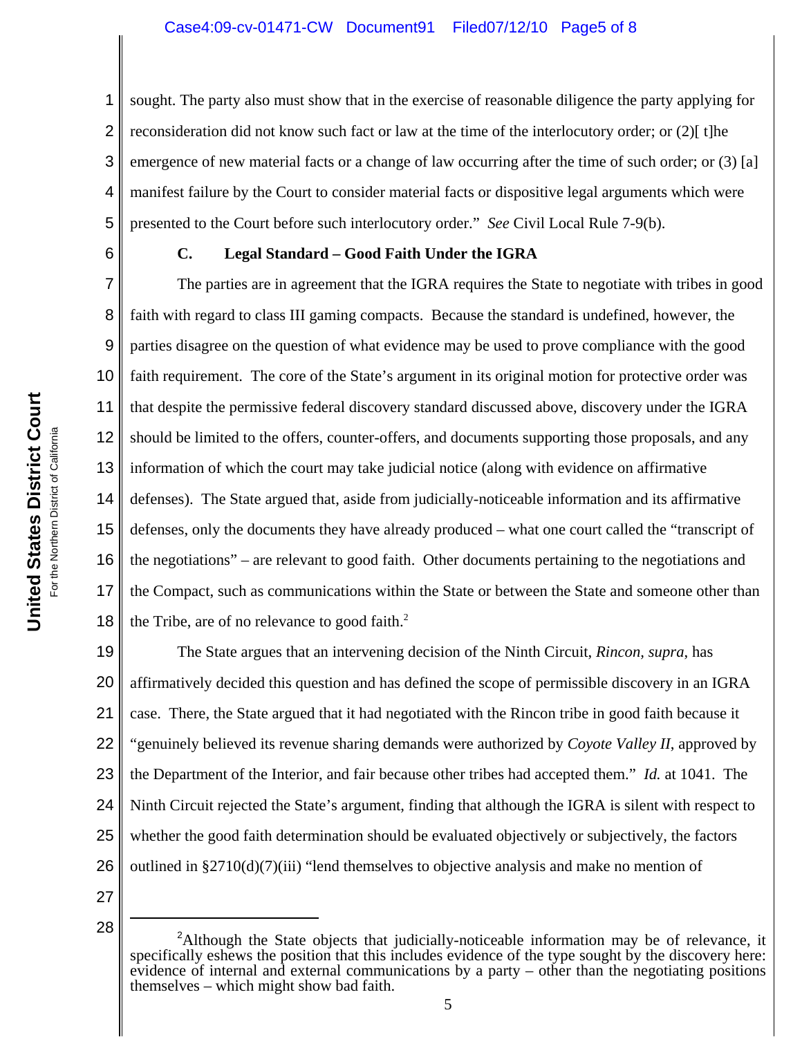sought. The party also must show that in the exercise of reasonable diligence the party applying for reconsideration did not know such fact or law at the time of the interlocutory order; or (2)[ t]he emergence of new material facts or a change of law occurring after the time of such order; or (3) [a] manifest failure by the Court to consider material facts or dispositive legal arguments which were presented to the Court before such interlocutory order." *See* Civil Local Rule 7-9(b).

**C. Legal Standard – Good Faith Under the IGRA**

The parties are in agreement that the IGRA requires the State to negotiate with tribes in good faith with regard to class III gaming compacts. Because the standard is undefined, however, the parties disagree on the question of what evidence may be used to prove compliance with the good faith requirement. The core of the State's argument in its original motion for protective order was that despite the permissive federal discovery standard discussed above, discovery under the IGRA should be limited to the offers, counter-offers, and documents supporting those proposals, and any information of which the court may take judicial notice (along with evidence on affirmative defenses). The State argued that, aside from judicially-noticeable information and its affirmative defenses, only the documents they have already produced – what one court called the "transcript of the negotiations" – are relevant to good faith. Other documents pertaining to the negotiations and the Compact, such as communications within the State or between the State and someone other than the Tribe, are of no relevance to good faith.[2]

The State argues that an intervening decision of the Ninth Circuit, *Rincon*, *supra*, has affirmatively decided this question and has defined the scope of permissible discovery in an IGRA case. There, the State argued that it had negotiated with the Rincon tribe in good faith because it "genuinely believed its revenue sharing demands were authorized by *Coyote Valley II*, approved by the Department of the Interior, and fair because other tribes had accepted them." *Id.* at 1041. The Ninth Circuit rejected the State's argument, finding that although the IGRA is silent with respect to whether the good faith determination should be evaluated objectively or subjectively, the factors outlined in §2710(d)(7)(iii) "lend themselves to objective analysis and make no mention of

---

[2]Although the State objects that judicially-noticeable information may be of relevance, it specifically eshews the position that this includes evidence of the type sought by the discovery here: evidence of internal and external communications by a party – other than the negotiating positions themselves – which might show bad faith.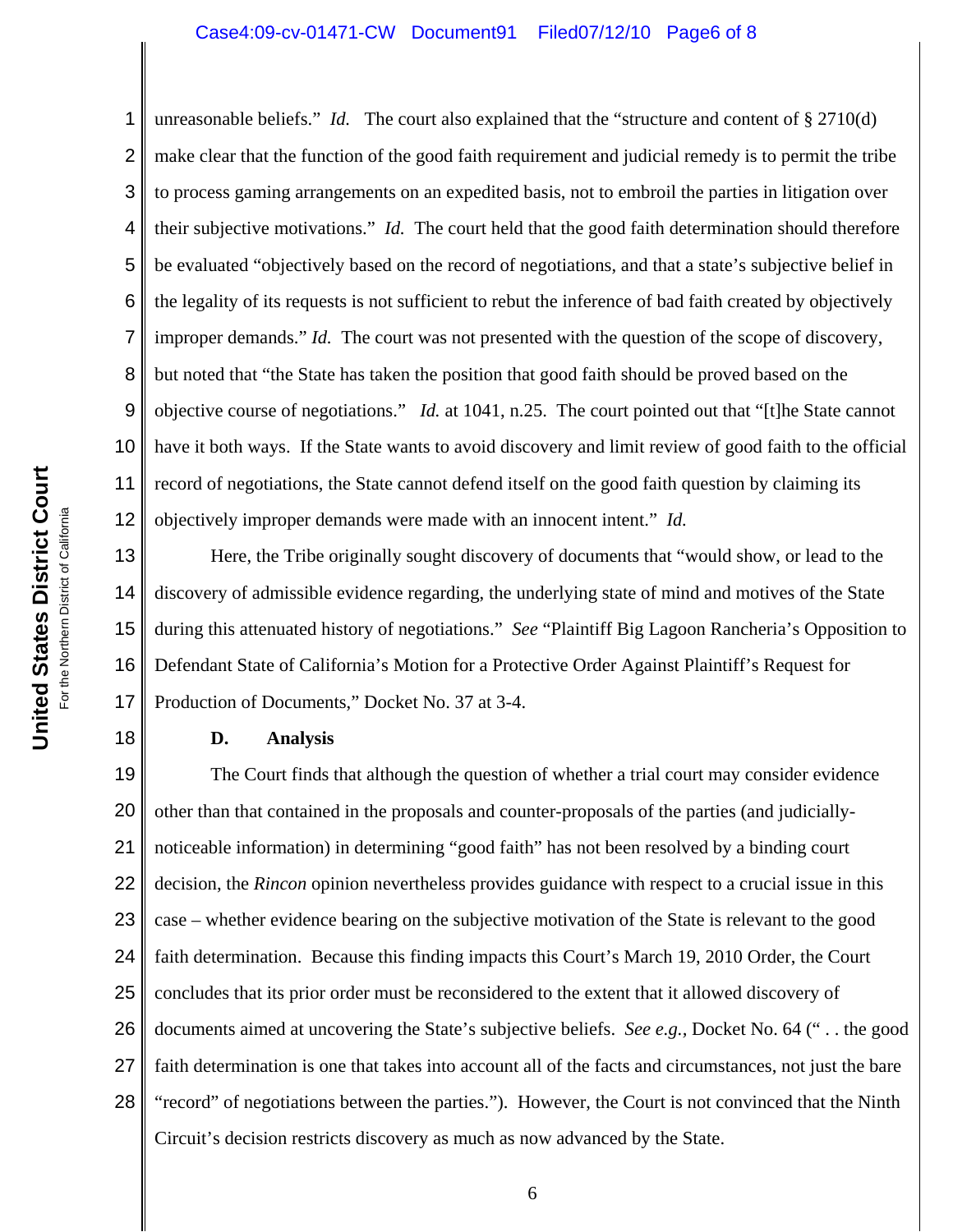unreasonable beliefs." *Id.* The court also explained that the "structure and content of § 2710(d) make clear that the function of the good faith requirement and judicial remedy is to permit the tribe to process gaming arrangements on an expedited basis, not to embroil the parties in litigation over their subjective motivations." *Id.* The court held that the good faith determination should therefore be evaluated "objectively based on the record of negotiations, and that a state's subjective belief in the legality of its requests is not sufficient to rebut the inference of bad faith created by objectively improper demands." *Id.* The court was not presented with the question of the scope of discovery, but noted that "the State has taken the position that good faith should be proved based on the objective course of negotiations." *Id.* at 1041, n.25. The court pointed out that "[t]he State cannot have it both ways. If the State wants to avoid discovery and limit review of good faith to the official record of negotiations, the State cannot defend itself on the good faith question by claiming its objectively improper demands were made with an innocent intent." *Id.*

Here, the Tribe originally sought discovery of documents that "would show, or lead to the discovery of admissible evidence regarding, the underlying state of mind and motives of the State during this attenuated history of negotiations." *See* "Plaintiff Big Lagoon Rancheria's Opposition to Defendant State of California's Motion for a Protective Order Against Plaintiff's Request for Production of Documents," Docket No. 37 at 3-4.

**D. Analysis**

The Court finds that although the question of whether a trial court may consider evidence other than that contained in the proposals and counter-proposals of the parties (and judicially-noticeable information) in determining "good faith" has not been resolved by a binding court decision, the *Rincon* opinion nevertheless provides guidance with respect to a crucial issue in this case – whether evidence bearing on the subjective motivation of the State is relevant to the good faith determination. Because this finding impacts this Court's March 19, 2010 Order, the Court concludes that its prior order must be reconsidered to the extent that it allowed discovery of documents aimed at uncovering the State's subjective beliefs. *See e.g.,* Docket No. 64 (" . . the good faith determination is one that takes into account all of the facts and circumstances, not just the bare "record" of negotiations between the parties."). However, the Court is not convinced that the Ninth Circuit's decision restricts discovery as much as now advanced by the State.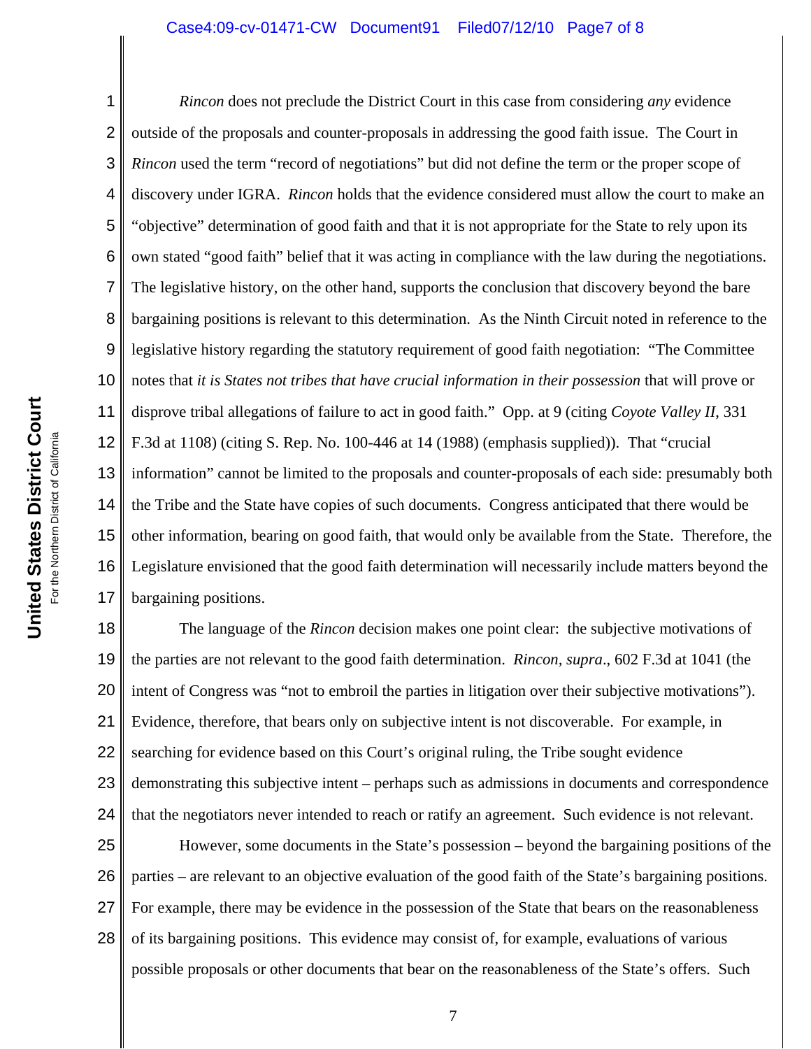*Rincon* does not preclude the District Court in this case from considering *any* evidence outside of the proposals and counter-proposals in addressing the good faith issue. The Court in *Rincon* used the term "record of negotiations" but did not define the term or the proper scope of discovery under IGRA. *Rincon* holds that the evidence considered must allow the court to make an "objective" determination of good faith and that it is not appropriate for the State to rely upon its own stated "good faith" belief that it was acting in compliance with the law during the negotiations. The legislative history, on the other hand, supports the conclusion that discovery beyond the bare bargaining positions is relevant to this determination. As the Ninth Circuit noted in reference to the legislative history regarding the statutory requirement of good faith negotiation: "The Committee notes that *it is States not tribes that have crucial information in their possession* that will prove or disprove tribal allegations of failure to act in good faith." Opp. at 9 (citing *Coyote Valley II*, 331 F.3d at 1108) (citing S. Rep. No. 100-446 at 14 (1988) (emphasis supplied)). That "crucial information" cannot be limited to the proposals and counter-proposals of each side: presumably both the Tribe and the State have copies of such documents. Congress anticipated that there would be other information, bearing on good faith, that would only be available from the State. Therefore, the Legislature envisioned that the good faith determination will necessarily include matters beyond the bargaining positions.

The language of the *Rincon* decision makes one point clear: the subjective motivations of the parties are not relevant to the good faith determination. *Rincon*, *supra*., 602 F.3d at 1041 (the intent of Congress was "not to embroil the parties in litigation over their subjective motivations"). Evidence, therefore, that bears only on subjective intent is not discoverable. For example, in searching for evidence based on this Court's original ruling, the Tribe sought evidence demonstrating this subjective intent – perhaps such as admissions in documents and correspondence that the negotiators never intended to reach or ratify an agreement. Such evidence is not relevant.

However, some documents in the State's possession – beyond the bargaining positions of the parties – are relevant to an objective evaluation of the good faith of the State's bargaining positions. For example, there may be evidence in the possession of the State that bears on the reasonableness of its bargaining positions. This evidence may consist of, for example, evaluations of various possible proposals or other documents that bear on the reasonableness of the State's offers. Such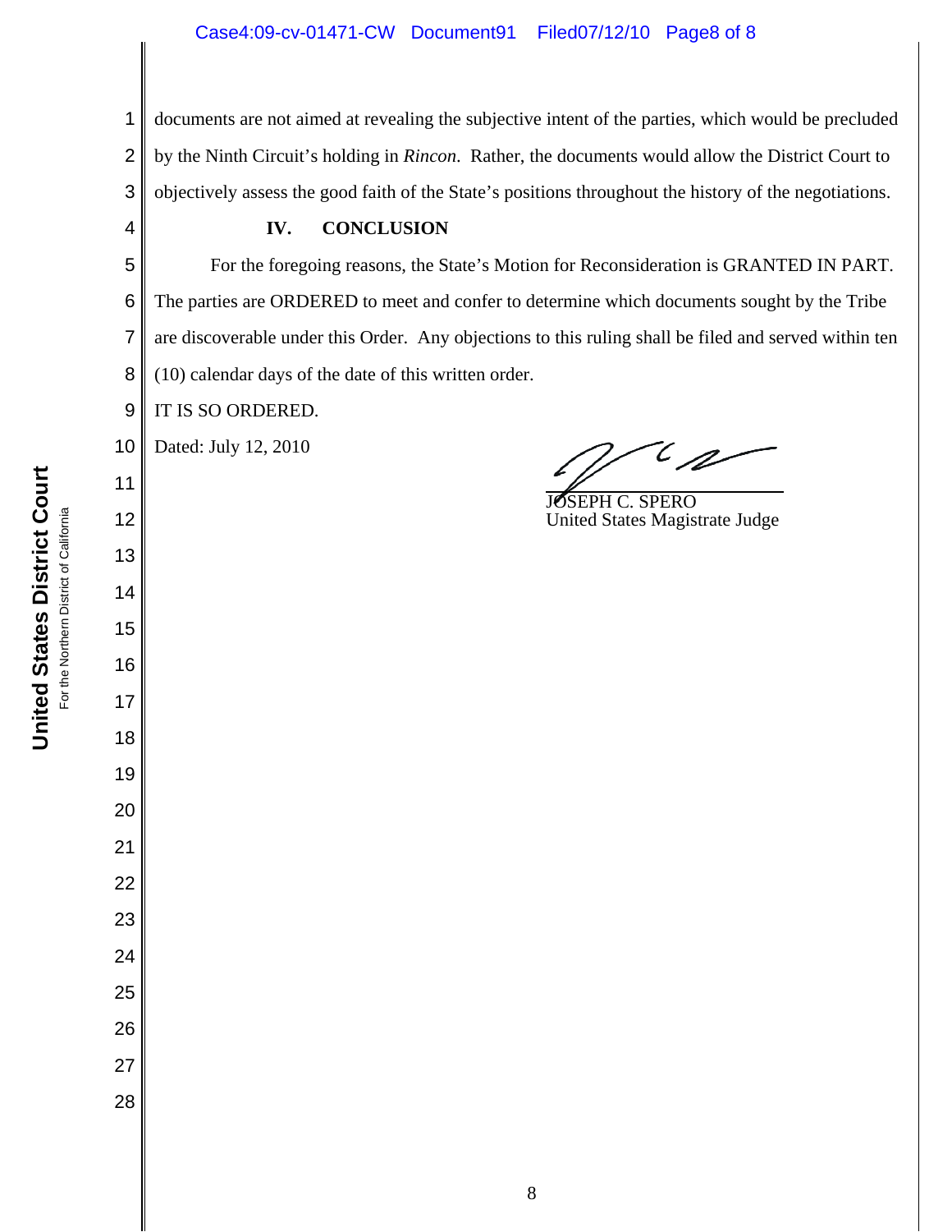documents are not aimed at revealing the subjective intent of the parties, which would be precluded by the Ninth Circuit's holding in *Rincon*. Rather, the documents would allow the District Court to objectively assess the good faith of the State's positions throughout the history of the negotiations.

## IV. CONCLUSION

For the foregoing reasons, the State's Motion for Reconsideration is GRANTED IN PART. The parties are ORDERED to meet and confer to determine which documents sought by the Tribe are discoverable under this Order. Any objections to this ruling shall be filed and served within ten (10) calendar days of the date of this written order.

IT IS SO ORDERED.

Dated: July 12, 2010

JOSEPH C. SPERO
United States Magistrate Judge